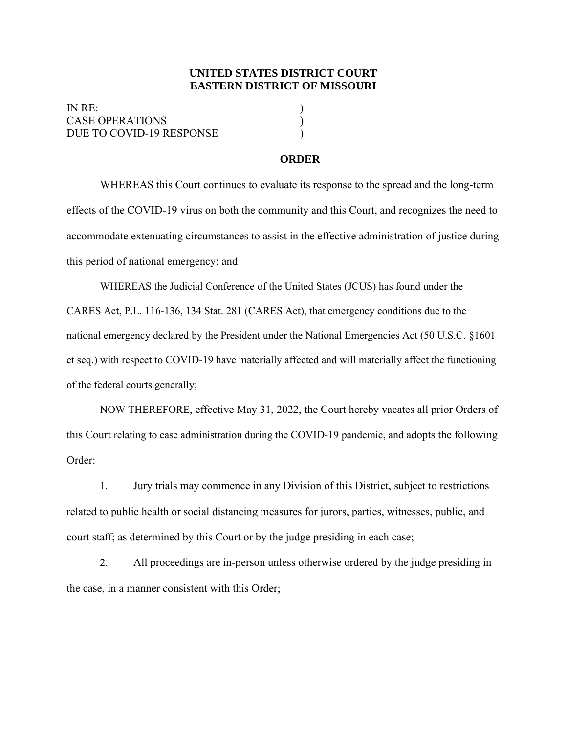**UNITED STATES DISTRICT COURT**
**EASTERN DISTRICT OF MISSOURI**

IN RE: )
CASE OPERATIONS )
DUE TO COVID-19 RESPONSE )

**ORDER**

WHEREAS this Court continues to evaluate its response to the spread and the long-term effects of the COVID-19 virus on both the community and this Court, and recognizes the need to accommodate extenuating circumstances to assist in the effective administration of justice during this period of national emergency; and

WHEREAS the Judicial Conference of the United States (JCUS) has found under the CARES Act, P.L. 116-136, 134 Stat. 281 (CARES Act), that emergency conditions due to the national emergency declared by the President under the National Emergencies Act (50 U.S.C. §1601 et seq.) with respect to COVID-19 have materially affected and will materially affect the functioning of the federal courts generally;

NOW THEREFORE, effective May 31, 2022, the Court hereby vacates all prior Orders of this Court relating to case administration during the COVID-19 pandemic, and adopts the following Order:

1. Jury trials may commence in any Division of this District, subject to restrictions related to public health or social distancing measures for jurors, parties, witnesses, public, and court staff; as determined by this Court or by the judge presiding in each case;

2. All proceedings are in-person unless otherwise ordered by the judge presiding in the case, in a manner consistent with this Order;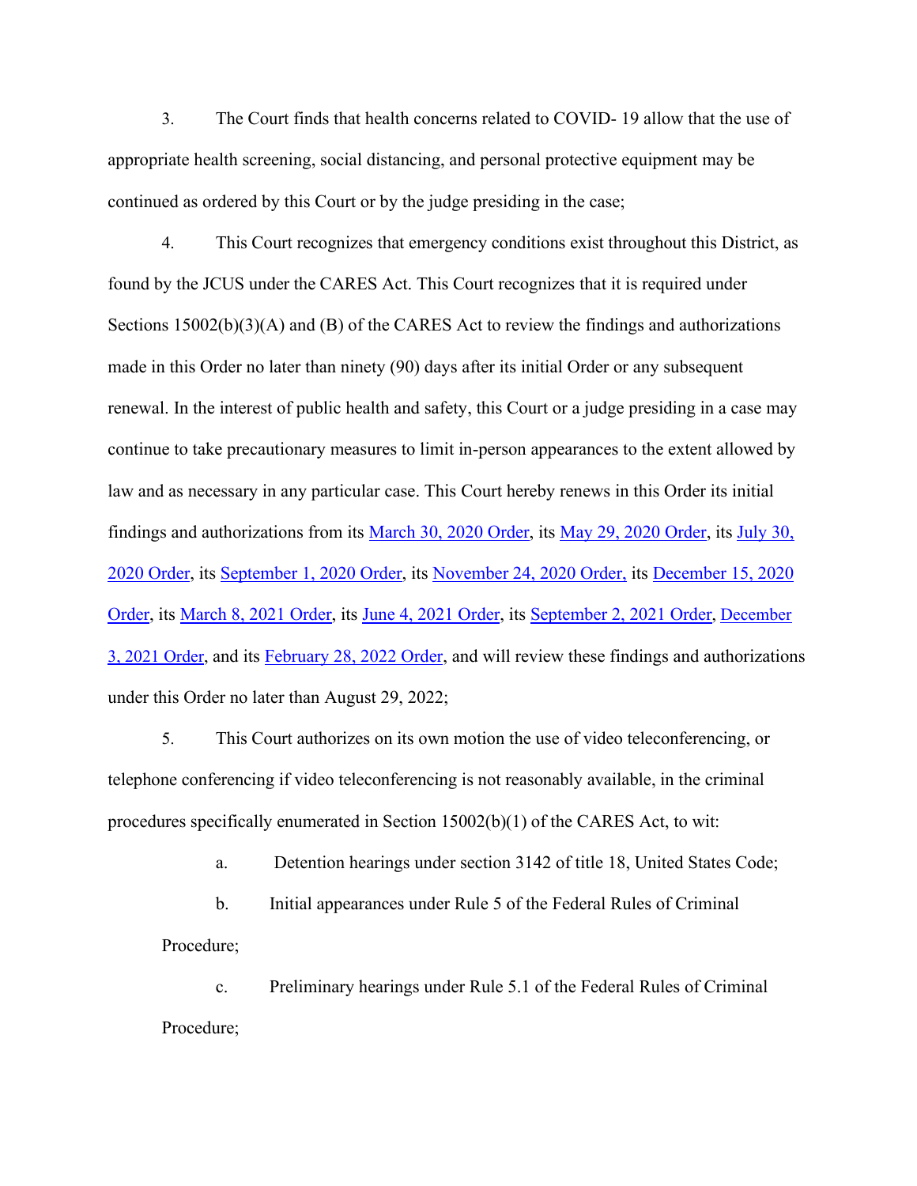3. The Court finds that health concerns related to COVID- 19 allow that the use of appropriate health screening, social distancing, and personal protective equipment may be continued as ordered by this Court or by the judge presiding in the case;

4. This Court recognizes that emergency conditions exist throughout this District, as found by the JCUS under the CARES Act. This Court recognizes that it is required under Sections 15002(b)(3)(A) and (B) of the CARES Act to review the findings and authorizations made in this Order no later than ninety (90) days after its initial Order or any subsequent renewal. In the interest of public health and safety, this Court or a judge presiding in a case may continue to take precautionary measures to limit in-person appearances to the extent allowed by law and as necessary in any particular case. This Court hereby renews in this Order its initial findings and authorizations from its March 30, 2020 Order, its May 29, 2020 Order, its July 30, 2020 Order, its September 1, 2020 Order, its November 24, 2020 Order, its December 15, 2020 Order, its March 8, 2021 Order, its June 4, 2021 Order, its September 2, 2021 Order, December 3, 2021 Order, and its February 28, 2022 Order, and will review these findings and authorizations under this Order no later than August 29, 2022;

5. This Court authorizes on its own motion the use of video teleconferencing, or telephone conferencing if video teleconferencing is not reasonably available, in the criminal procedures specifically enumerated in Section 15002(b)(1) of the CARES Act, to wit:

a. Detention hearings under section 3142 of title 18, United States Code;

b. Initial appearances under Rule 5 of the Federal Rules of Criminal Procedure;

c. Preliminary hearings under Rule 5.1 of the Federal Rules of Criminal Procedure;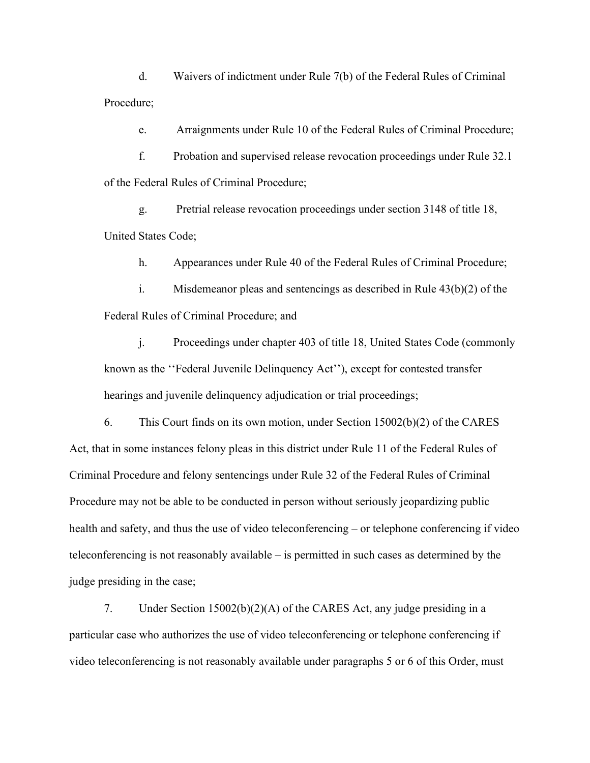d. Waivers of indictment under Rule 7(b) of the Federal Rules of Criminal Procedure;

e. Arraignments under Rule 10 of the Federal Rules of Criminal Procedure;

f. Probation and supervised release revocation proceedings under Rule 32.1 of the Federal Rules of Criminal Procedure;

g. Pretrial release revocation proceedings under section 3148 of title 18, United States Code;

h. Appearances under Rule 40 of the Federal Rules of Criminal Procedure;

i. Misdemeanor pleas and sentencings as described in Rule 43(b)(2) of the Federal Rules of Criminal Procedure; and

j. Proceedings under chapter 403 of title 18, United States Code (commonly known as the ''Federal Juvenile Delinquency Act''), except for contested transfer hearings and juvenile delinquency adjudication or trial proceedings;

6. This Court finds on its own motion, under Section 15002(b)(2) of the CARES Act, that in some instances felony pleas in this district under Rule 11 of the Federal Rules of Criminal Procedure and felony sentencings under Rule 32 of the Federal Rules of Criminal Procedure may not be able to be conducted in person without seriously jeopardizing public health and safety, and thus the use of video teleconferencing – or telephone conferencing if video teleconferencing is not reasonably available – is permitted in such cases as determined by the judge presiding in the case;

7. Under Section 15002(b)(2)(A) of the CARES Act, any judge presiding in a particular case who authorizes the use of video teleconferencing or telephone conferencing if video teleconferencing is not reasonably available under paragraphs 5 or 6 of this Order, must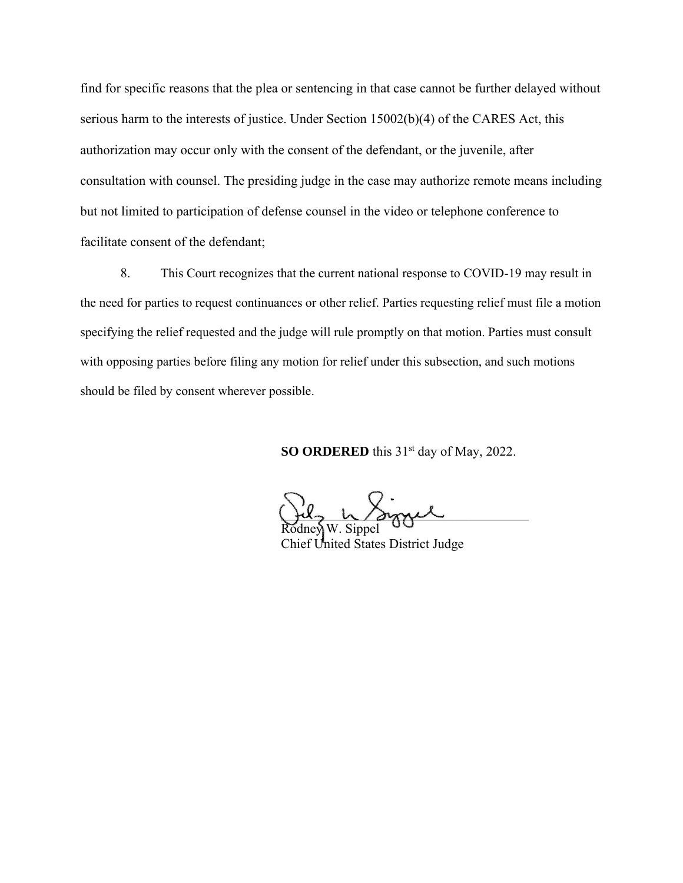find for specific reasons that the plea or sentencing in that case cannot be further delayed without serious harm to the interests of justice. Under Section 15002(b)(4) of the CARES Act, this authorization may occur only with the consent of the defendant, or the juvenile, after consultation with counsel. The presiding judge in the case may authorize remote means including but not limited to participation of defense counsel in the video or telephone conference to facilitate consent of the defendant;

8. This Court recognizes that the current national response to COVID-19 may result in the need for parties to request continuances or other relief. Parties requesting relief must file a motion specifying the relief requested and the judge will rule promptly on that motion. Parties must consult with opposing parties before filing any motion for relief under this subsection, and such motions should be filed by consent wherever possible.

**SO ORDERED** this 31st day of May, 2022.

Rodney W. Sippel
Chief United States District Judge